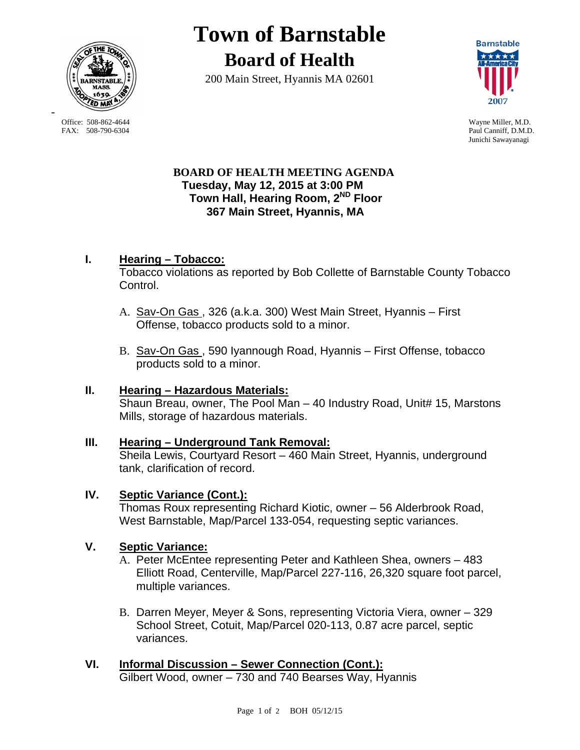# Town of Barnstable

## Board of Health

200 Main Street, Hyannis MA 02601

Office: 508-862-4644
FAX: 508-790-6304

Wayne Miller, M.D.
Paul Canniff, D.M.D.
Junichi Sawayanagi

### BOARD OF HEALTH MEETING AGENDA

**Tuesday, May 12, 2015 at 3:00 PM**
**Town Hall, Hearing Room, 2ND Floor**
**367 Main Street, Hyannis, MA**

**I. Hearing – Tobacco:**
Tobacco violations as reported by Bob Collette of Barnstable County Tobacco Control.

A. Sav-On Gas , 326 (a.k.a. 300) West Main Street, Hyannis – First Offense, tobacco products sold to a minor.

B. Sav-On Gas , 590 Iyannough Road, Hyannis – First Offense, tobacco products sold to a minor.

**II. Hearing – Hazardous Materials:**
Shaun Breau, owner, The Pool Man – 40 Industry Road, Unit# 15, Marstons Mills, storage of hazardous materials.

**III. Hearing – Underground Tank Removal:**
Sheila Lewis, Courtyard Resort – 460 Main Street, Hyannis, underground tank, clarification of record.

**IV. Septic Variance (Cont.):**
Thomas Roux representing Richard Kiotic, owner – 56 Alderbrook Road, West Barnstable, Map/Parcel 133-054, requesting septic variances.

**V. Septic Variance:**

A. Peter McEntee representing Peter and Kathleen Shea, owners – 483 Elliott Road, Centerville, Map/Parcel 227-116, 26,320 square foot parcel, multiple variances.

B. Darren Meyer, Meyer & Sons, representing Victoria Viera, owner – 329 School Street, Cotuit, Map/Parcel 020-113, 0.87 acre parcel, septic variances.

**VI. Informal Discussion – Sewer Connection (Cont.):**
Gilbert Wood, owner – 730 and 740 Bearses Way, Hyannis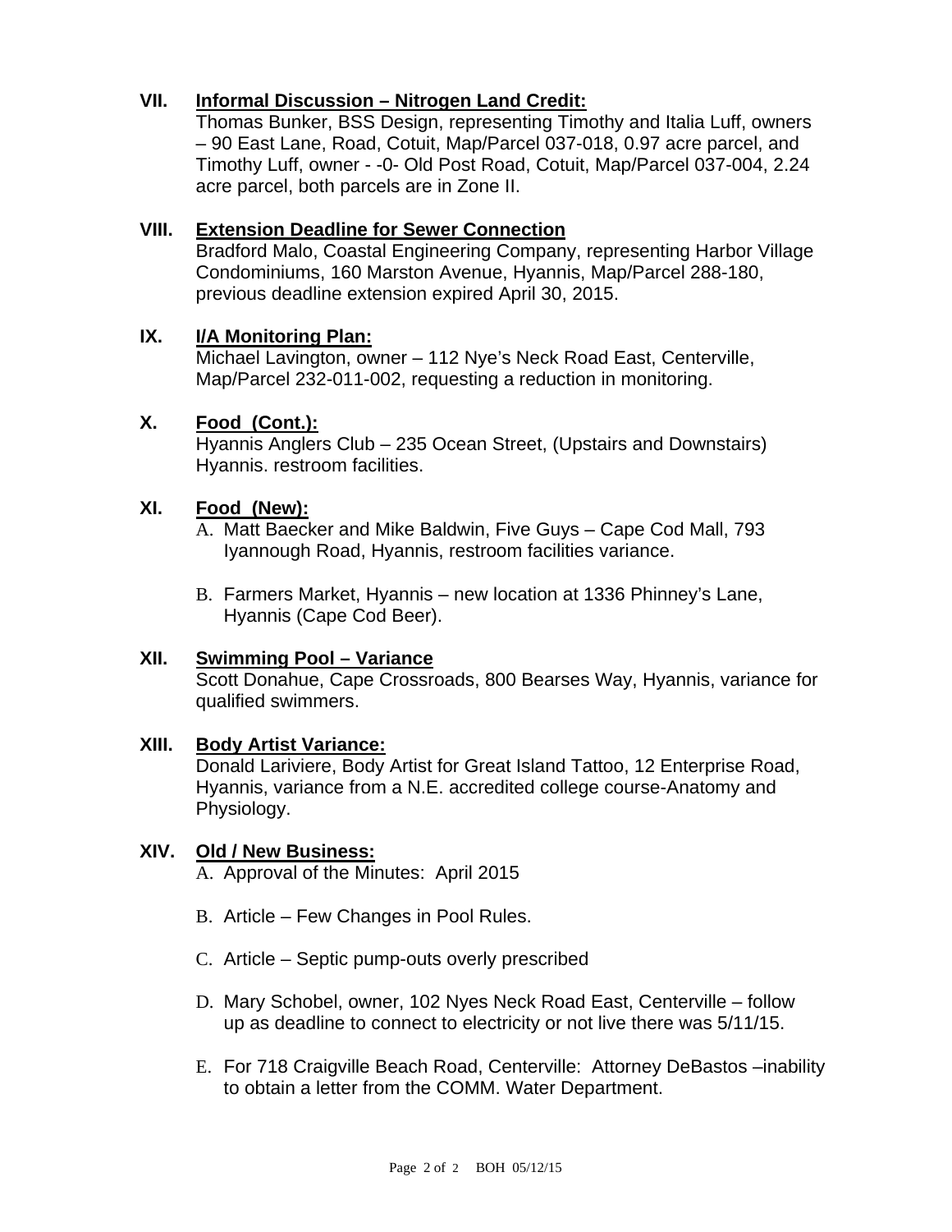## VII. Informal Discussion – Nitrogen Land Credit:

Thomas Bunker, BSS Design, representing Timothy and Italia Luff, owners – 90 East Lane, Road, Cotuit, Map/Parcel 037-018, 0.97 acre parcel, and Timothy Luff, owner - -0- Old Post Road, Cotuit, Map/Parcel 037-004, 2.24 acre parcel, both parcels are in Zone II.

## VIII. Extension Deadline for Sewer Connection

Bradford Malo, Coastal Engineering Company, representing Harbor Village Condominiums, 160 Marston Avenue, Hyannis, Map/Parcel 288-180, previous deadline extension expired April 30, 2015.

## IX. I/A Monitoring Plan:

Michael Lavington, owner – 112 Nye's Neck Road East, Centerville, Map/Parcel 232-011-002, requesting a reduction in monitoring.

## X. Food (Cont.):

Hyannis Anglers Club – 235 Ocean Street, (Upstairs and Downstairs) Hyannis. restroom facilities.

## XI. Food (New):

A. Matt Baecker and Mike Baldwin, Five Guys – Cape Cod Mall, 793 Iyannough Road, Hyannis, restroom facilities variance.

B. Farmers Market, Hyannis – new location at 1336 Phinney's Lane, Hyannis (Cape Cod Beer).

## XII. Swimming Pool – Variance

Scott Donahue, Cape Crossroads, 800 Bearses Way, Hyannis, variance for qualified swimmers.

## XIII. Body Artist Variance:

Donald Lariviere, Body Artist for Great Island Tattoo, 12 Enterprise Road, Hyannis, variance from a N.E. accredited college course-Anatomy and Physiology.

## XIV. Old / New Business:

A. Approval of the Minutes: April 2015

B. Article – Few Changes in Pool Rules.

C. Article – Septic pump-outs overly prescribed

D. Mary Schobel, owner, 102 Nyes Neck Road East, Centerville – follow up as deadline to connect to electricity or not live there was 5/11/15.

E. For 718 Craigville Beach Road, Centerville: Attorney DeBastos –inability to obtain a letter from the COMM. Water Department.